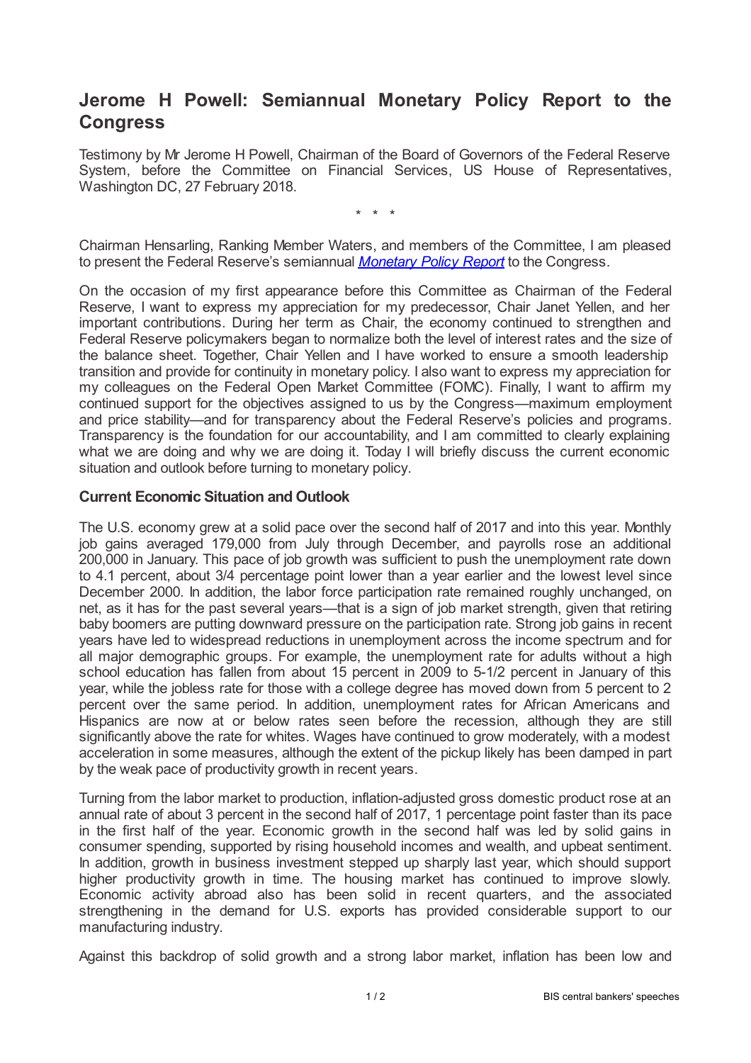# Jerome H Powell: Semiannual Monetary Policy Report to the Congress

Testimony by Mr Jerome H Powell, Chairman of the Board of Governors of the Federal Reserve System, before the Committee on Financial Services, US House of Representatives, Washington DC, 27 February 2018.

\* \* \*

Chairman Hensarling, Ranking Member Waters, and members of the Committee, I am pleased to present the Federal Reserve's semiannual *Monetary Policy Report* to the Congress.

On the occasion of my first appearance before this Committee as Chairman of the Federal Reserve, I want to express my appreciation for my predecessor, Chair Janet Yellen, and her important contributions. During her term as Chair, the economy continued to strengthen and Federal Reserve policymakers began to normalize both the level of interest rates and the size of the balance sheet. Together, Chair Yellen and I have worked to ensure a smooth leadership transition and provide for continuity in monetary policy. I also want to express my appreciation for my colleagues on the Federal Open Market Committee (FOMC). Finally, I want to affirm my continued support for the objectives assigned to us by the Congress—maximum employment and price stability—and for transparency about the Federal Reserve's policies and programs. Transparency is the foundation for our accountability, and I am committed to clearly explaining what we are doing and why we are doing it. Today I will briefly discuss the current economic situation and outlook before turning to monetary policy.

### Current Economic Situation and Outlook

The U.S. economy grew at a solid pace over the second half of 2017 and into this year. Monthly job gains averaged 179,000 from July through December, and payrolls rose an additional 200,000 in January. This pace of job growth was sufficient to push the unemployment rate down to 4.1 percent, about 3/4 percentage point lower than a year earlier and the lowest level since December 2000. In addition, the labor force participation rate remained roughly unchanged, on net, as it has for the past several years—that is a sign of job market strength, given that retiring baby boomers are putting downward pressure on the participation rate. Strong job gains in recent years have led to widespread reductions in unemployment across the income spectrum and for all major demographic groups. For example, the unemployment rate for adults without a high school education has fallen from about 15 percent in 2009 to 5-1/2 percent in January of this year, while the jobless rate for those with a college degree has moved down from 5 percent to 2 percent over the same period. In addition, unemployment rates for African Americans and Hispanics are now at or below rates seen before the recession, although they are still significantly above the rate for whites. Wages have continued to grow moderately, with a modest acceleration in some measures, although the extent of the pickup likely has been damped in part by the weak pace of productivity growth in recent years.

Turning from the labor market to production, inflation-adjusted gross domestic product rose at an annual rate of about 3 percent in the second half of 2017, 1 percentage point faster than its pace in the first half of the year. Economic growth in the second half was led by solid gains in consumer spending, supported by rising household incomes and wealth, and upbeat sentiment. In addition, growth in business investment stepped up sharply last year, which should support higher productivity growth in time. The housing market has continued to improve slowly. Economic activity abroad also has been solid in recent quarters, and the associated strengthening in the demand for U.S. exports has provided considerable support to our manufacturing industry.

Against this backdrop of solid growth and a strong labor market, inflation has been low and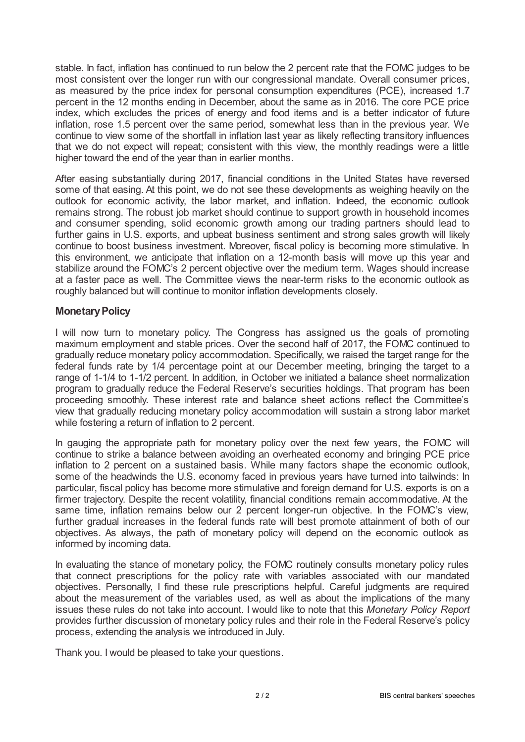stable. In fact, inflation has continued to run below the 2 percent rate that the FOMC judges to be most consistent over the longer run with our congressional mandate. Overall consumer prices, as measured by the price index for personal consumption expenditures (PCE), increased 1.7 percent in the 12 months ending in December, about the same as in 2016. The core PCE price index, which excludes the prices of energy and food items and is a better indicator of future inflation, rose 1.5 percent over the same period, somewhat less than in the previous year. We continue to view some of the shortfall in inflation last year as likely reflecting transitory influences that we do not expect will repeat; consistent with this view, the monthly readings were a little higher toward the end of the year than in earlier months.

After easing substantially during 2017, financial conditions in the United States have reversed some of that easing. At this point, we do not see these developments as weighing heavily on the outlook for economic activity, the labor market, and inflation. Indeed, the economic outlook remains strong. The robust job market should continue to support growth in household incomes and consumer spending, solid economic growth among our trading partners should lead to further gains in U.S. exports, and upbeat business sentiment and strong sales growth will likely continue to boost business investment. Moreover, fiscal policy is becoming more stimulative. In this environment, we anticipate that inflation on a 12-month basis will move up this year and stabilize around the FOMC's 2 percent objective over the medium term. Wages should increase at a faster pace as well. The Committee views the near-term risks to the economic outlook as roughly balanced but will continue to monitor inflation developments closely.

### Monetary Policy

I will now turn to monetary policy. The Congress has assigned us the goals of promoting maximum employment and stable prices. Over the second half of 2017, the FOMC continued to gradually reduce monetary policy accommodation. Specifically, we raised the target range for the federal funds rate by 1/4 percentage point at our December meeting, bringing the target to a range of 1-1/4 to 1-1/2 percent. In addition, in October we initiated a balance sheet normalization program to gradually reduce the Federal Reserve's securities holdings. That program has been proceeding smoothly. These interest rate and balance sheet actions reflect the Committee's view that gradually reducing monetary policy accommodation will sustain a strong labor market while fostering a return of inflation to 2 percent.

In gauging the appropriate path for monetary policy over the next few years, the FOMC will continue to strike a balance between avoiding an overheated economy and bringing PCE price inflation to 2 percent on a sustained basis. While many factors shape the economic outlook, some of the headwinds the U.S. economy faced in previous years have turned into tailwinds: In particular, fiscal policy has become more stimulative and foreign demand for U.S. exports is on a firmer trajectory. Despite the recent volatility, financial conditions remain accommodative. At the same time, inflation remains below our 2 percent longer-run objective. In the FOMC's view, further gradual increases in the federal funds rate will best promote attainment of both of our objectives. As always, the path of monetary policy will depend on the economic outlook as informed by incoming data.

In evaluating the stance of monetary policy, the FOMC routinely consults monetary policy rules that connect prescriptions for the policy rate with variables associated with our mandated objectives. Personally, I find these rule prescriptions helpful. Careful judgments are required about the measurement of the variables used, as well as about the implications of the many issues these rules do not take into account. I would like to note that this *Monetary Policy Report* provides further discussion of monetary policy rules and their role in the Federal Reserve's policy process, extending the analysis we introduced in July.

Thank you. I would be pleased to take your questions.